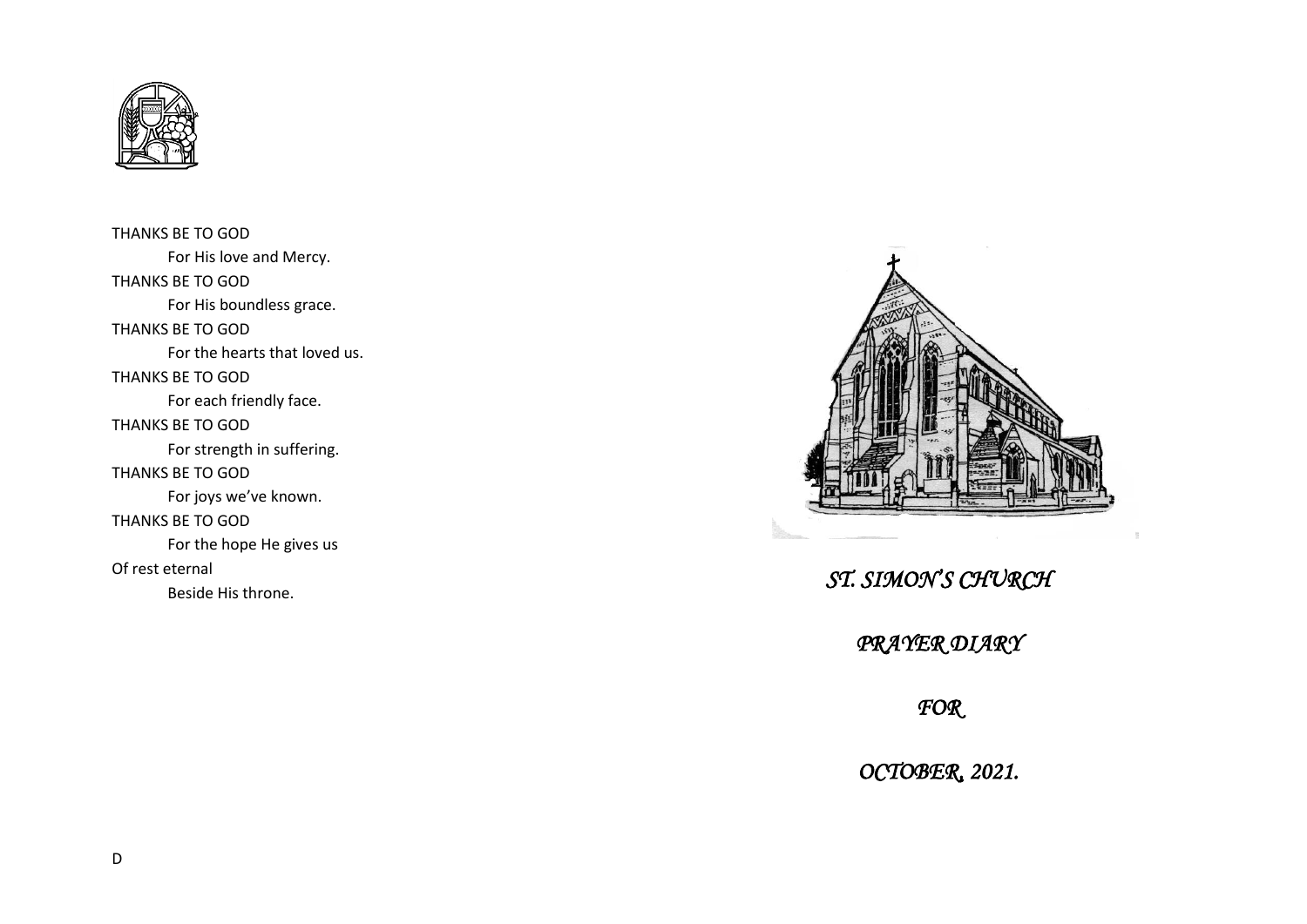THANKS BE TO GOD

For His love and Mercy.

THANKS BE TO GOD

For His boundless grace.

THANKS BE TO GOD

For the hearts that loved us.

THANKS BE TO GOD

For each friendly face.

THANKS BE TO GOD

For strength in suffering.

THANKS BE TO GOD

For joys we've known.

THANKS BE TO GOD

For the hope He gives us

Of rest eternal

Beside His throne.

D

# *ST. SIMON'S CHURCH*

# *PRAYER DIARY*

# *FOR*

# *OCTOBER, 2021.*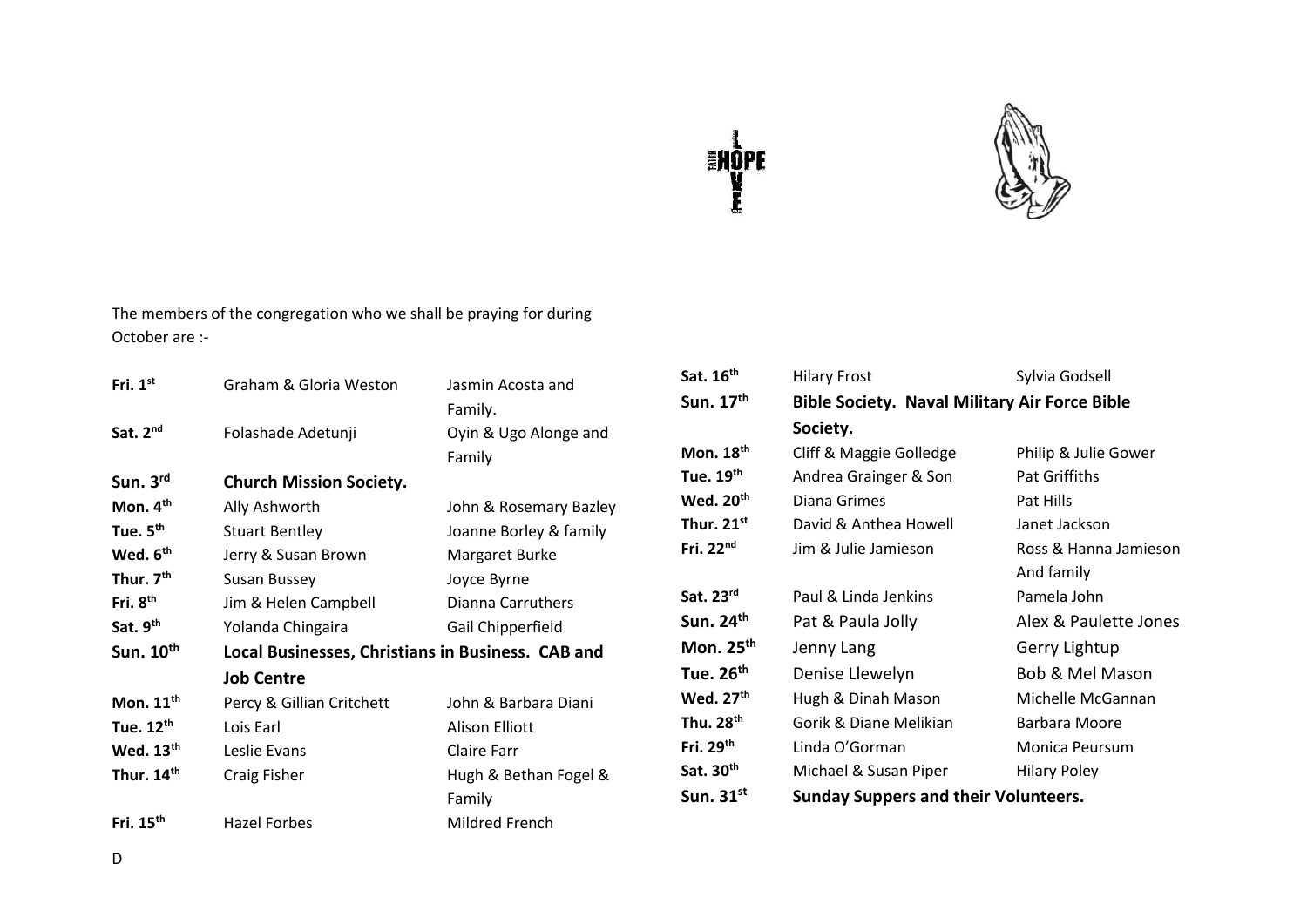The members of the congregation who we shall be praying for during October are :-

| | | |
|---|---|---|
| **Fri. 1st** | Graham & Gloria Weston | Jasmin Acosta and Family. |
| **Sat. 2nd** | Folashade Adetunji | Oyin & Ugo Alonge and Family |
| **Sun. 3rd** | **Church Mission Society.** | |
| **Mon. 4th** | Ally Ashworth | John & Rosemary Bazley |
| **Tue. 5th** | Stuart Bentley | Joanne Borley & family |
| **Wed. 6th** | Jerry & Susan Brown | Margaret Burke |
| **Thur. 7th** | Susan Bussey | Joyce Byrne |
| **Fri. 8th** | Jim & Helen Campbell | Dianna Carruthers |
| **Sat. 9th** | Yolanda Chingaira | Gail Chipperfield |
| **Sun. 10th** | **Local Businesses, Christians in Business. CAB and Job Centre** | |
| **Mon. 11th** | Percy & Gillian Critchett | John & Barbara Diani |
| **Tue. 12th** | Lois Earl | Alison Elliott |
| **Wed. 13th** | Leslie Evans | Claire Farr |
| **Thur. 14th** | Craig Fisher | Hugh & Bethan Fogel & Family |
| **Fri. 15th** | Hazel Forbes | Mildred French |
| **Sat. 16th** | Hilary Frost | Sylvia Godsell |
| **Sun. 17th** | **Bible Society. Naval Military Air Force Bible Society.** | |
| **Mon. 18th** | Cliff & Maggie Golledge | Philip & Julie Gower |
| **Tue. 19th** | Andrea Grainger & Son | Pat Griffiths |
| **Wed. 20th** | Diana Grimes | Pat Hills |
| **Thur. 21st** | David & Anthea Howell | Janet Jackson |
| **Fri. 22nd** | Jim & Julie Jamieson | Ross & Hanna Jamieson And family |
| **Sat. 23rd** | Paul & Linda Jenkins | Pamela John |
| **Sun. 24th** | Pat & Paula Jolly | Alex & Paulette Jones |
| **Mon. 25th** | Jenny Lang | Gerry Lightup |
| **Tue. 26th** | Denise Llewelyn | Bob & Mel Mason |
| **Wed. 27th** | Hugh & Dinah Mason | Michelle McGannan |
| **Thu. 28th** | Gorik & Diane Melikian | Barbara Moore |
| **Fri. 29th** | Linda O'Gorman | Monica Peursum |
| **Sat. 30th** | Michael & Susan Piper | Hilary Poley |
| **Sun. 31st** | **Sunday Suppers and their Volunteers.** | |

D